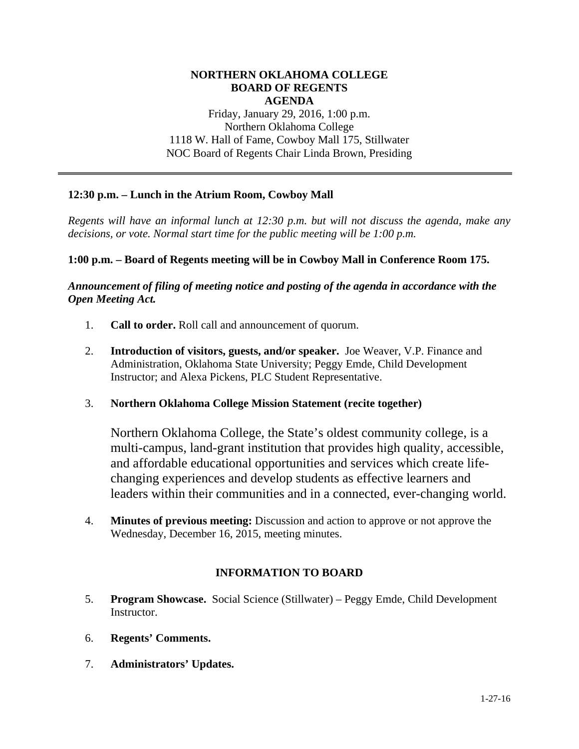# NORTHERN OKLAHOMA COLLEGE
# BOARD OF REGENTS
# AGENDA

Friday, January 29, 2016, 1:00 p.m.
Northern Oklahoma College
1118 W. Hall of Fame, Cowboy Mall 175, Stillwater
NOC Board of Regents Chair Linda Brown, Presiding

---

**12:30 p.m. – Lunch in the Atrium Room, Cowboy Mall**

*Regents will have an informal lunch at 12:30 p.m. but will not discuss the agenda, make any decisions, or vote. Normal start time for the public meeting will be 1:00 p.m.*

**1:00 p.m. – Board of Regents meeting will be in Cowboy Mall in Conference Room 175.**

***Announcement of filing of meeting notice and posting of the agenda in accordance with the Open Meeting Act.***

1. **Call to order.** Roll call and announcement of quorum.

2. **Introduction of visitors, guests, and/or speaker.** Joe Weaver, V.P. Finance and Administration, Oklahoma State University; Peggy Emde, Child Development Instructor; and Alexa Pickens, PLC Student Representative.

3. **Northern Oklahoma College Mission Statement (recite together)**

   Northern Oklahoma College, the State's oldest community college, is a multi-campus, land-grant institution that provides high quality, accessible, and affordable educational opportunities and services which create life-changing experiences and develop students as effective learners and leaders within their communities and in a connected, ever-changing world.

4. **Minutes of previous meeting:** Discussion and action to approve or not approve the Wednesday, December 16, 2015, meeting minutes.

## INFORMATION TO BOARD

5. **Program Showcase.** Social Science (Stillwater) – Peggy Emde, Child Development Instructor.

6. **Regents' Comments.**

7. **Administrators' Updates.**

1-27-16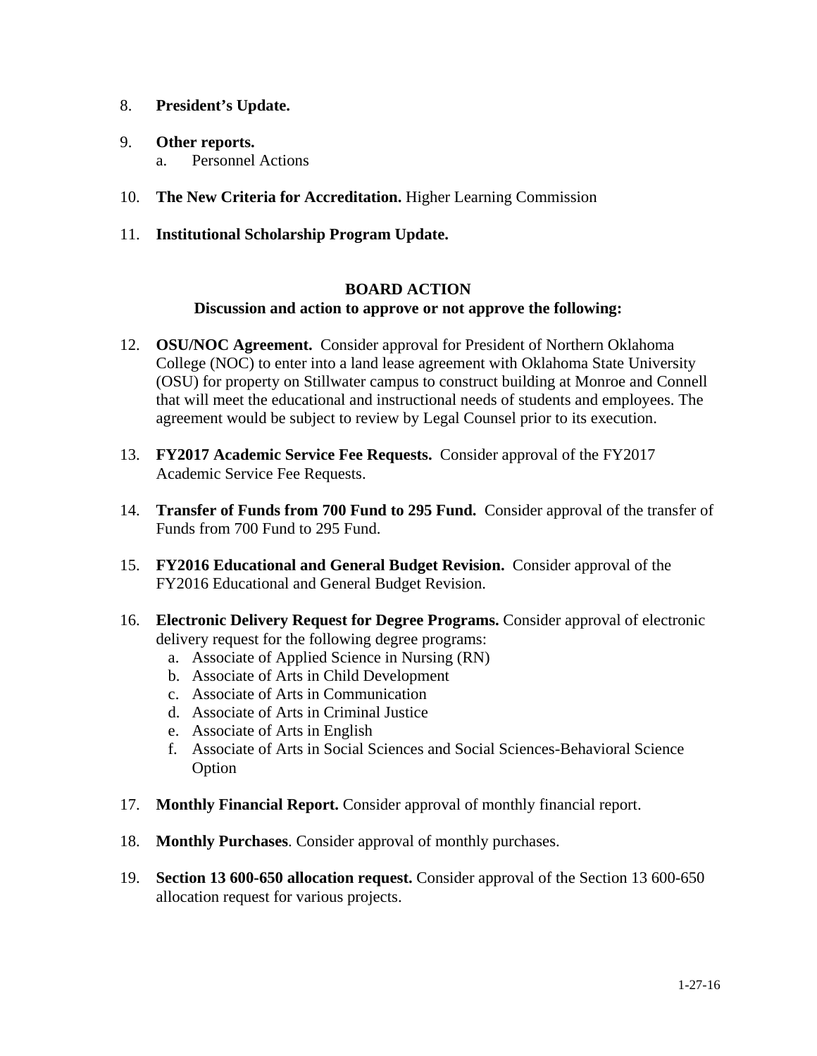8. **President's Update.**

9. **Other reports.**
   a. Personnel Actions

10. **The New Criteria for Accreditation.** Higher Learning Commission

11. **Institutional Scholarship Program Update.**

**BOARD ACTION**

**Discussion and action to approve or not approve the following:**

12. **OSU/NOC Agreement.** Consider approval for President of Northern Oklahoma College (NOC) to enter into a land lease agreement with Oklahoma State University (OSU) for property on Stillwater campus to construct building at Monroe and Connell that will meet the educational and instructional needs of students and employees. The agreement would be subject to review by Legal Counsel prior to its execution.

13. **FY2017 Academic Service Fee Requests.** Consider approval of the FY2017 Academic Service Fee Requests.

14. **Transfer of Funds from 700 Fund to 295 Fund.** Consider approval of the transfer of Funds from 700 Fund to 295 Fund.

15. **FY2016 Educational and General Budget Revision.** Consider approval of the FY2016 Educational and General Budget Revision.

16. **Electronic Delivery Request for Degree Programs.** Consider approval of electronic delivery request for the following degree programs:
    a. Associate of Applied Science in Nursing (RN)
    b. Associate of Arts in Child Development
    c. Associate of Arts in Communication
    d. Associate of Arts in Criminal Justice
    e. Associate of Arts in English
    f. Associate of Arts in Social Sciences and Social Sciences-Behavioral Science Option

17. **Monthly Financial Report.** Consider approval of monthly financial report.

18. **Monthly Purchases**. Consider approval of monthly purchases.

19. **Section 13 600-650 allocation request.** Consider approval of the Section 13 600-650 allocation request for various projects.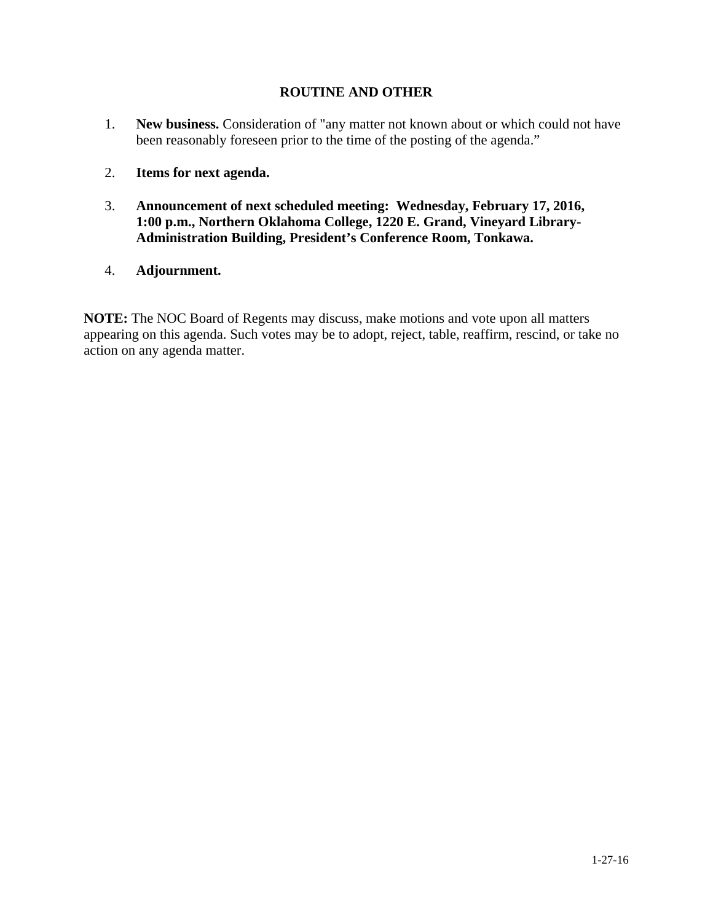## ROUTINE AND OTHER

1. **New business.** Consideration of "any matter not known about or which could not have been reasonably foreseen prior to the time of the posting of the agenda."

2. **Items for next agenda.**

3. **Announcement of next scheduled meeting: Wednesday, February 17, 2016, 1:00 p.m., Northern Oklahoma College, 1220 E. Grand, Vineyard Library-Administration Building, President's Conference Room, Tonkawa.**

4. **Adjournment.**

**NOTE:** The NOC Board of Regents may discuss, make motions and vote upon all matters appearing on this agenda. Such votes may be to adopt, reject, table, reaffirm, rescind, or take no action on any agenda matter.

1-27-16